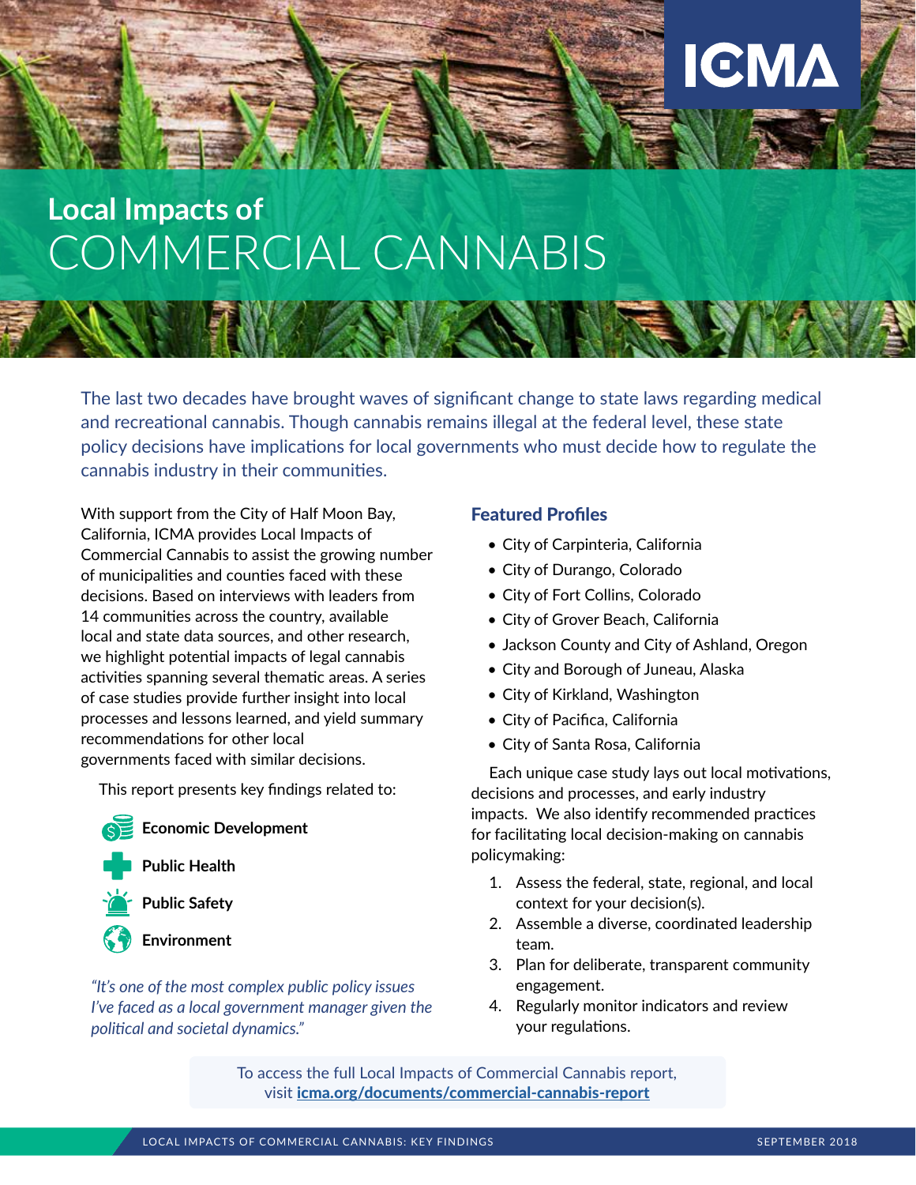# Local Impacts of COMMERCIAL CANNABIS

The last two decades have brought waves of significant change to state laws regarding medical and recreational cannabis. Though cannabis remains illegal at the federal level, these state policy decisions have implications for local governments who must decide how to regulate the cannabis industry in their communities.

With support from the City of Half Moon Bay, California, ICMA provides Local Impacts of Commercial Cannabis to assist the growing number of municipalities and counties faced with these decisions. Based on interviews with leaders from 14 communities across the country, available local and state data sources, and other research, we highlight potential impacts of legal cannabis activities spanning several thematic areas. A series of case studies provide further insight into local processes and lessons learned, and yield summary recommendations for other local governments faced with similar decisions.

This report presents key findings related to:

- **Economic Development**
- **Public Health**
- **Public Safety**
- **Environment**

*"It's one of the most complex public policy issues I've faced as a local government manager given the political and societal dynamics."*

## Featured Profiles

- City of Carpinteria, California
- City of Durango, Colorado
- City of Fort Collins, Colorado
- City of Grover Beach, California
- Jackson County and City of Ashland, Oregon
- City and Borough of Juneau, Alaska
- City of Kirkland, Washington
- City of Pacifica, California
- City of Santa Rosa, California

Each unique case study lays out local motivations, decisions and processes, and early industry impacts. We also identify recommended practices for facilitating local decision-making on cannabis policymaking:

1. Assess the federal, state, regional, and local context for your decision(s).
2. Assemble a diverse, coordinated leadership team.
3. Plan for deliberate, transparent community engagement.
4. Regularly monitor indicators and review your regulations.

To access the full Local Impacts of Commercial Cannabis report, visit **icma.org/documents/commercial-cannabis-report**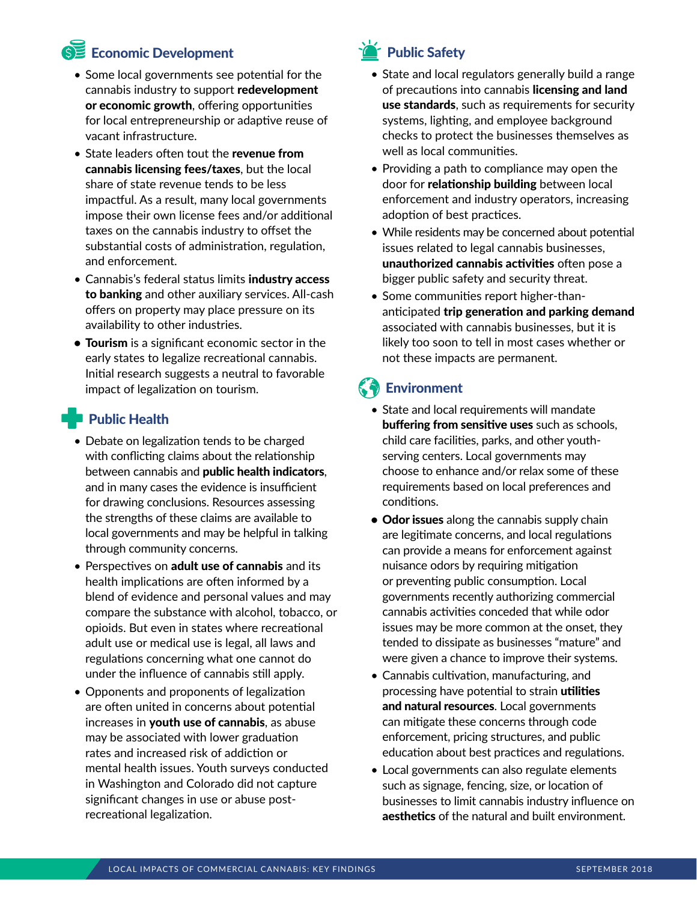## Economic Development

- Some local governments see potential for the cannabis industry to support **redevelopment or economic growth**, offering opportunities for local entrepreneurship or adaptive reuse of vacant infrastructure.
- State leaders often tout the **revenue from cannabis licensing fees/taxes**, but the local share of state revenue tends to be less impactful. As a result, many local governments impose their own license fees and/or additional taxes on the cannabis industry to offset the substantial costs of administration, regulation, and enforcement.
- Cannabis's federal status limits **industry access to banking** and other auxiliary services. All-cash offers on property may place pressure on its availability to other industries.
- **Tourism** is a significant economic sector in the early states to legalize recreational cannabis. Initial research suggests a neutral to favorable impact of legalization on tourism.

## Public Health

- Debate on legalization tends to be charged with conflicting claims about the relationship between cannabis and **public health indicators**, and in many cases the evidence is insufficient for drawing conclusions. Resources assessing the strengths of these claims are available to local governments and may be helpful in talking through community concerns.
- Perspectives on **adult use of cannabis** and its health implications are often informed by a blend of evidence and personal values and may compare the substance with alcohol, tobacco, or opioids. But even in states where recreational adult use or medical use is legal, all laws and regulations concerning what one cannot do under the influence of cannabis still apply.
- Opponents and proponents of legalization are often united in concerns about potential increases in **youth use of cannabis**, as abuse may be associated with lower graduation rates and increased risk of addiction or mental health issues. Youth surveys conducted in Washington and Colorado did not capture significant changes in use or abuse post-recreational legalization.

## Public Safety

- State and local regulators generally build a range of precautions into cannabis **licensing and land use standards**, such as requirements for security systems, lighting, and employee background checks to protect the businesses themselves as well as local communities.
- Providing a path to compliance may open the door for **relationship building** between local enforcement and industry operators, increasing adoption of best practices.
- While residents may be concerned about potential issues related to legal cannabis businesses, **unauthorized cannabis activities** often pose a bigger public safety and security threat.
- Some communities report higher-than-anticipated **trip generation and parking demand** associated with cannabis businesses, but it is likely too soon to tell in most cases whether or not these impacts are permanent.

## Environment

- State and local requirements will mandate **buffering from sensitive uses** such as schools, child care facilities, parks, and other youth-serving centers. Local governments may choose to enhance and/or relax some of these requirements based on local preferences and conditions.
- **Odor issues** along the cannabis supply chain are legitimate concerns, and local regulations can provide a means for enforcement against nuisance odors by requiring mitigation or preventing public consumption. Local governments recently authorizing commercial cannabis activities conceded that while odor issues may be more common at the onset, they tended to dissipate as businesses "mature" and were given a chance to improve their systems.
- Cannabis cultivation, manufacturing, and processing have potential to strain **utilities and natural resources**. Local governments can mitigate these concerns through code enforcement, pricing structures, and public education about best practices and regulations.
- Local governments can also regulate elements such as signage, fencing, size, or location of businesses to limit cannabis industry influence on **aesthetics** of the natural and built environment.